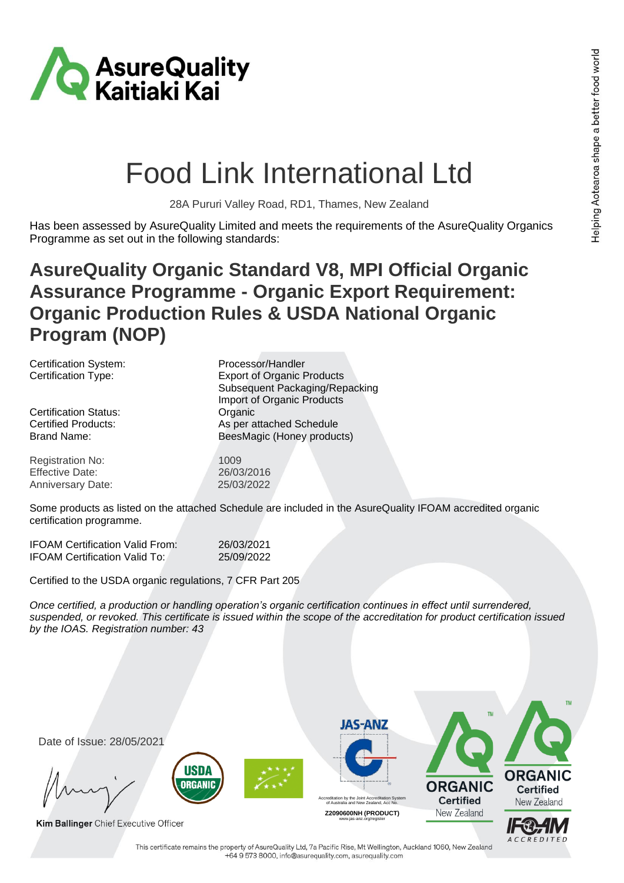AsureQuality Kaitiaki Kai

Helping Aotearoa shape a better food world

# Food Link International Ltd

28A Pururi Valley Road, RD1, Thames, New Zealand

Has been assessed by AsureQuality Limited and meets the requirements of the AsureQuality Organics Programme as set out in the following standards:

## AsureQuality Organic Standard V8, MPI Official Organic Assurance Programme - Organic Export Requirement: Organic Production Rules & USDA National Organic Program (NOP)

| | |
|---|---|
| Certification System: | Processor/Handler |
| Certification Type: | Export of Organic Products<br>Subsequent Packaging/Repacking<br>Import of Organic Products |
| Certification Status: | Organic |
| Certified Products: | As per attached Schedule |
| Brand Name: | BeesMagic (Honey products) |
| Registration No: | 1009 |
| Effective Date: | 26/03/2016 |
| Anniversary Date: | 25/03/2022 |

Some products as listed on the attached Schedule are included in the AsureQuality IFOAM accredited organic certification programme.

| | |
|---|---|
| IFOAM Certification Valid From: | 26/03/2021 |
| IFOAM Certification Valid To: | 25/09/2022 |

Certified to the USDA organic regulations, 7 CFR Part 205

*Once certified, a production or handling operation's organic certification continues in effect until surrendered, suspended, or revoked. This certificate is issued within the scope of the accreditation for product certification issued by the IOAS. Registration number: 43*

Date of Issue: 28/05/2021

**Kim Ballinger** Chief Executive Officer

USDA ORGANIC

JAS-ANZ
Accreditation by the Joint Accreditation System of Australia and New Zealand, Acc No.
**Z2090600NH (PRODUCT)**
www.jas-anz.org/register

ORGANIC Certified New Zealand

ORGANIC Certified New Zealand

IFOAM ACCREDITED

This certificate remains the property of AsureQuality Ltd, 7a Pacific Rise, Mt Wellington, Auckland 1060, New Zealand
+64 9 573 8000, info@asurequality.com, asurequality.com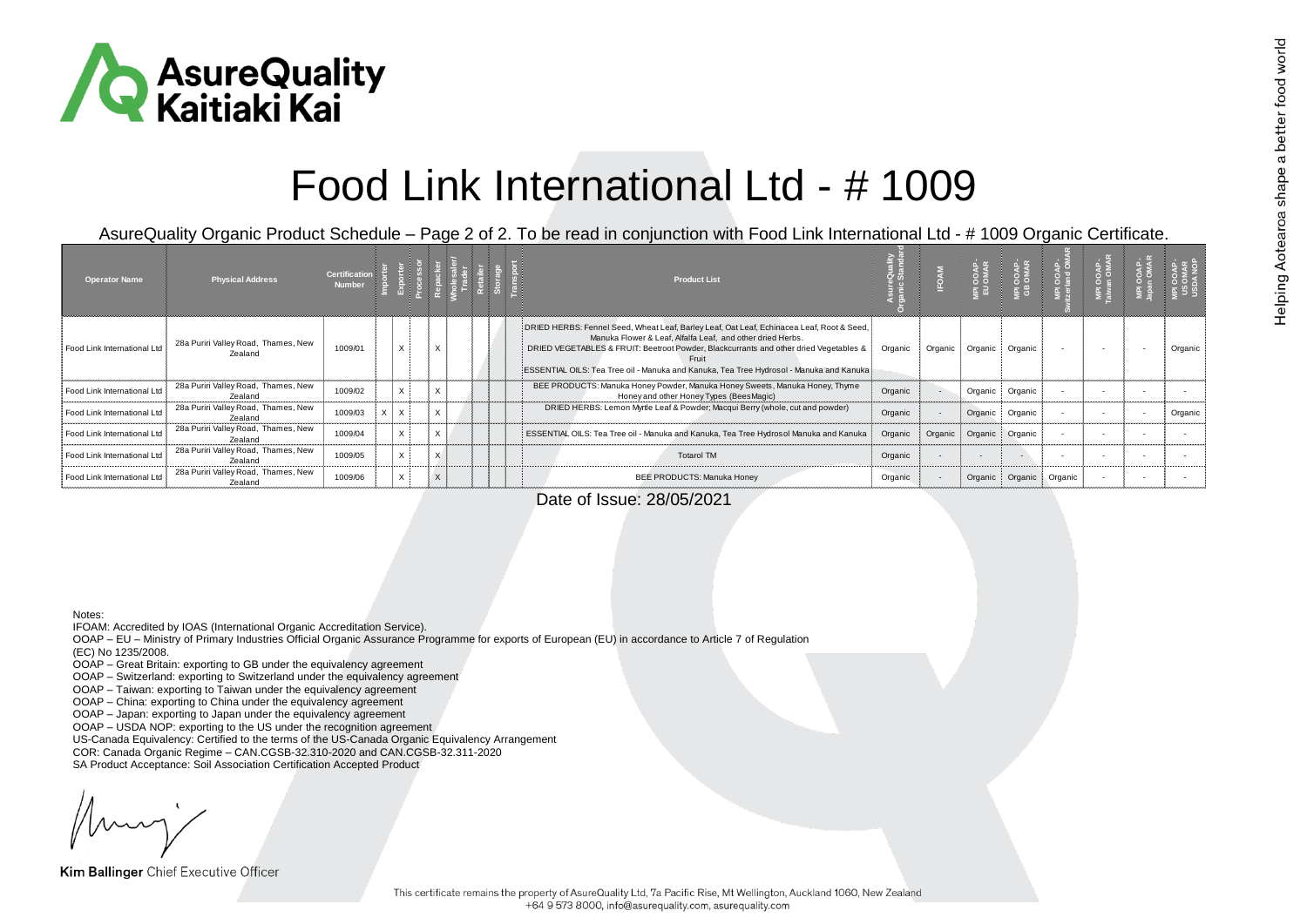# Food Link International Ltd - # 1009

AsureQuality Organic Product Schedule – Page 2 of 2. To be read in conjunction with Food Link International Ltd - # 1009 Organic Certificate.

| Operator Name | Physical Address | Certification Number | Importer | Exporter | Processor | Repacker | Wholesaler/ Trader | Retailer | Storage | Transport | Product List | AsureQuality Organic Standard | IFOAM | MPI OOAP- EU OMAR | MPI OOAP- GB OMAR | MPI OOAP- Switzerland OMAR | MPI OOAP- Taiwan OMAR | MPI OOAP- Japan OMAR | MPI OOAP- US OMAR USDA NOP |
|---|---|---|---|---|---|---|---|---|---|---|---|---|---|---|---|---|---|---|---|
| Food Link International Ltd | 28a Puriri Valley Road, Thames, New Zealand | 1009/01 | | X | | X | | | | | DRIED HERBS: Fennel Seed, Wheat Leaf, Barley Leaf, Oat Leaf, Echinacea Leaf, Root & Seed, Manuka Flower & Leaf, Alfalfa Leaf, and other dried Herbs. DRIED VEGETABLES & FRUIT: Beetroot Powder, Blackcurrants and other dried Vegetables & Fruit ESSENTIAL OILS: Tea Tree oil - Manuka and Kanuka, Tea Tree Hydrosol - Manuka and Kanuka | Organic | Organic | Organic | Organic | - | - | - | Organic |
| Food Link International Ltd | 28a Puriri Valley Road, Thames, New Zealand | 1009/02 | | X | | X | | | | | BEE PRODUCTS: Manuka Honey Powder, Manuka Honey Sweets, Manuka Honey, Thyme Honey and other Honey Types (BeesMagic) | Organic | - | Organic | Organic | - | - | - | - |
| Food Link International Ltd | 28a Puriri Valley Road, Thames, New Zealand | 1009/03 | X | X | | X | | | | | DRIED HERBS: Lemon Myrtle Leaf & Powder; Macqui Berry (whole, cut and powder) | Organic | - | Organic | Organic | - | - | - | Organic |
| Food Link International Ltd | 28a Puriri Valley Road, Thames, New Zealand | 1009/04 | | X | | X | | | | | ESSENTIAL OILS: Tea Tree oil - Manuka and Kanuka, Tea Tree Hydrosol Manuka and Kanuka | Organic | Organic | Organic | Organic | - | - | - | - |
| Food Link International Ltd | 28a Puriri Valley Road, Thames, New Zealand | 1009/05 | | X | | X | | | | | Totarol TM | Organic | - | - | - | - | - | - | - |
| Food Link International Ltd | 28a Puriri Valley Road, Thames, New Zealand | 1009/06 | | X | | X | | | | | BEE PRODUCTS: Manuka Honey | Organic | - | Organic | Organic | Organic | - | - | - |

Date of Issue: 28/05/2021

Notes:
IFOAM: Accredited by IOAS (International Organic Accreditation Service).
OOAP – EU – Ministry of Primary Industries Official Organic Assurance Programme for exports of European (EU) in accordance to Article 7 of Regulation (EC) No 1235/2008.
OOAP – Great Britain: exporting to GB under the equivalency agreement
OOAP – Switzerland: exporting to Switzerland under the equivalency agreement
OOAP – Taiwan: exporting to Taiwan under the equivalency agreement
OOAP – China: exporting to China under the equivalency agreement
OOAP – Japan: exporting to Japan under the equivalency agreement
OOAP – USDA NOP: exporting to the US under the recognition agreement
US-Canada Equivalency: Certified to the terms of the US-Canada Organic Equivalency Arrangement
COR: Canada Organic Regime – CAN.CGSB-32.310-2020 and CAN.CGSB-32.311-2020
SA Product Acceptance: Soil Association Certification Accepted Product

**Kim Ballinger** Chief Executive Officer

This certificate remains the property of AsureQuality Ltd, 7a Pacific Rise, Mt Wellington, Auckland 1060, New Zealand
+64 9 573 8000, info@asurequality.com, asurequality.com